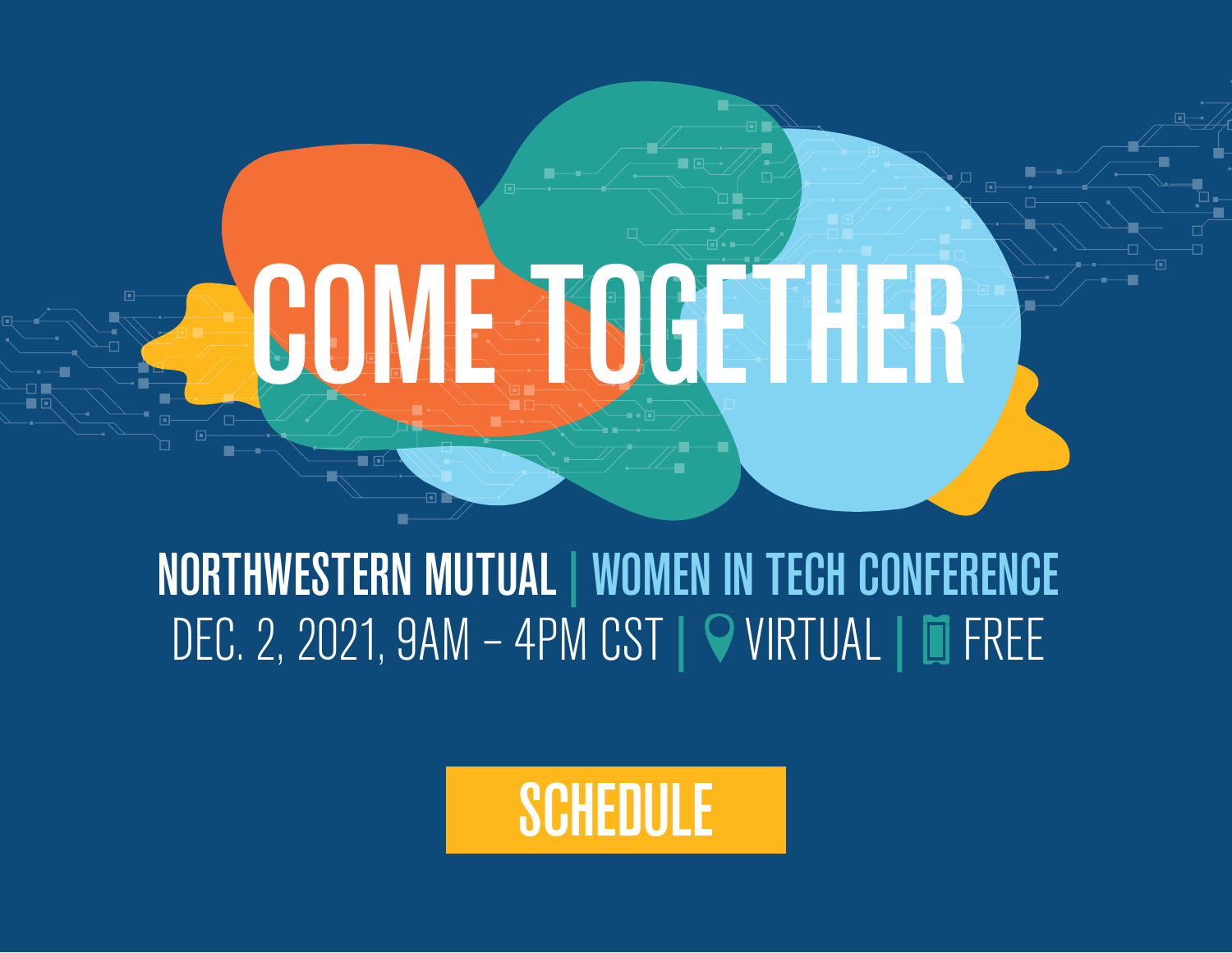# COME TOGETHER

**NORTHWESTERN MUTUAL | WOMEN IN TECH CONFERENCE**

DEC. 2, 2021, 9AM – 4PM CST | VIRTUAL | FREE

**SCHEDULE**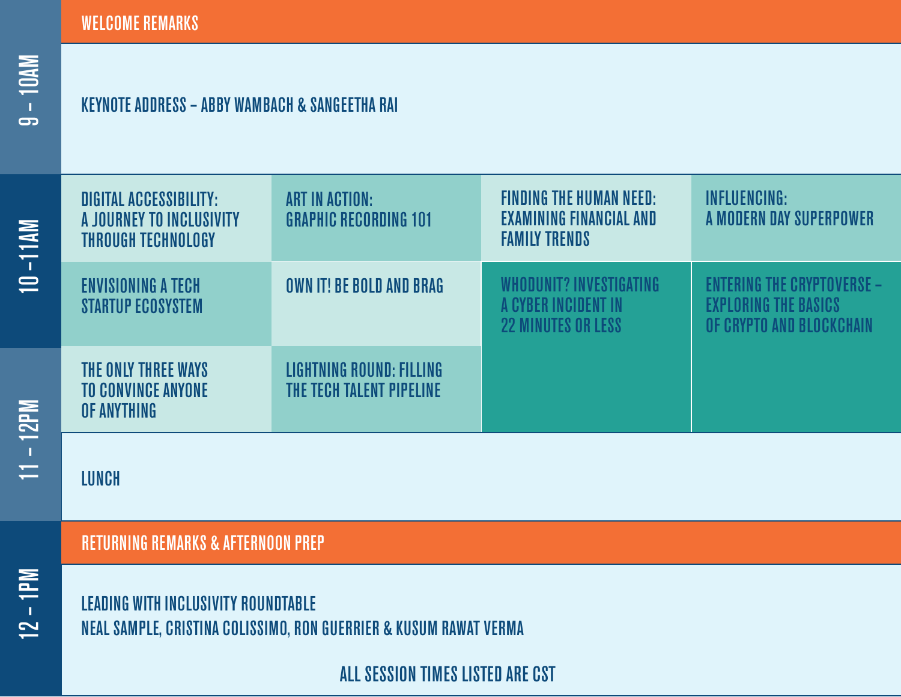| Time | Session | | | |
|---|---|---|---|---|
| 9 – 10AM | WELCOME REMARKS | | | |
| | KEYNOTE ADDRESS – ABBY WAMBACH & SANGEETHA RAI | | | |
| 10 – 11AM | DIGITAL ACCESSIBILITY: A JOURNEY TO INCLUSIVITY THROUGH TECHNOLOGY | ART IN ACTION: GRAPHIC RECORDING 101 | FINDING THE HUMAN NEED: EXAMINING FINANCIAL AND FAMILY TRENDS | INFLUENCING: A MODERN DAY SUPERPOWER |
| | ENVISIONING A TECH STARTUP ECOSYSTEM | OWN IT! BE BOLD AND BRAG | WHODUNIT? INVESTIGATING A CYBER INCIDENT IN 22 MINUTES OR LESS | ENTERING THE CRYPTOVERSE – EXPLORING THE BASICS OF CRYPTO AND BLOCKCHAIN |
| 11 – 12PM | THE ONLY THREE WAYS TO CONVINCE ANYONE OF ANYTHING | LIGHTNING ROUND: FILLING THE TECH TALENT PIPELINE | | |
| | LUNCH | | | |
| 12 – 1PM | RETURNING REMARKS & AFTERNOON PREP | | | |
| | LEADING WITH INCLUSIVITY ROUNDTABLE<br>NEAL SAMPLE, CRISTINA COLISSIMO, RON GUERRIER & KUSUM RAWAT VERMA | | | |

ALL SESSION TIMES LISTED ARE CST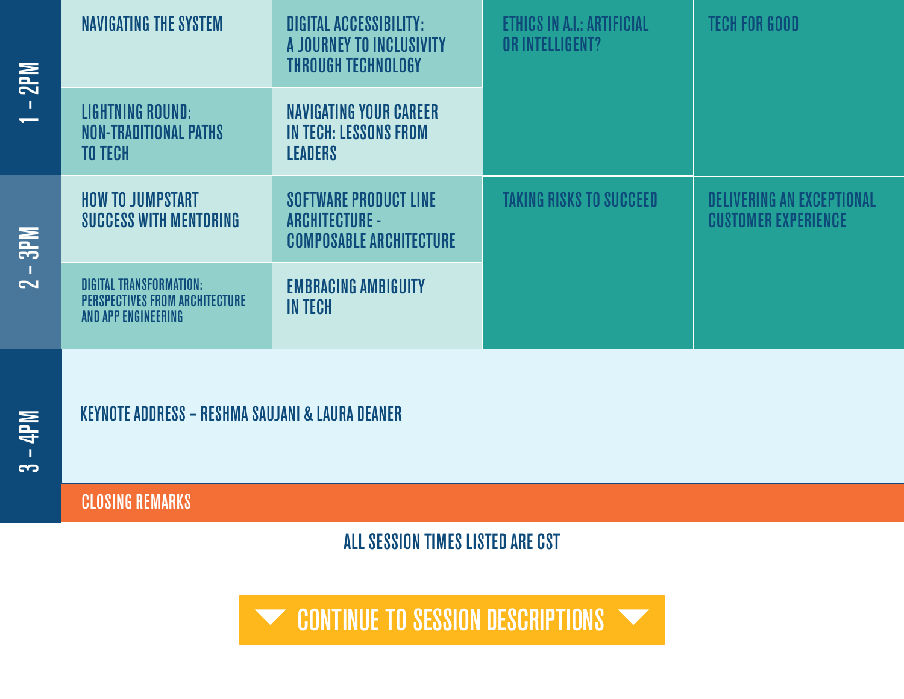| Time | | | | |
|---|---|---|---|---|
| 1 – 2PM | NAVIGATING THE SYSTEM | DIGITAL ACCESSIBILITY: A JOURNEY TO INCLUSIVITY THROUGH TECHNOLOGY | ETHICS IN A.I.: ARTIFICIAL OR INTELLIGENT? | TECH FOR GOOD |
| | LIGHTNING ROUND: NON-TRADITIONAL PATHS TO TECH | NAVIGATING YOUR CAREER IN TECH: LESSONS FROM LEADERS | | |
| 2 – 3PM | HOW TO JUMPSTART SUCCESS WITH MENTORING | SOFTWARE PRODUCT LINE ARCHITECTURE - COMPOSABLE ARCHITECTURE | TAKING RISKS TO SUCCEED | DELIVERING AN EXCEPTIONAL CUSTOMER EXPERIENCE |
| | DIGITAL TRANSFORMATION: PERSPECTIVES FROM ARCHITECTURE AND APP ENGINEERING | EMBRACING AMBIGUITY IN TECH | | |
| 3 – 4PM | KEYNOTE ADDRESS – RESHMA SAUJANI & LAURA DEANER | | | |
| | CLOSING REMARKS | | | |

ALL SESSION TIMES LISTED ARE CST

CONTINUE TO SESSION DESCRIPTIONS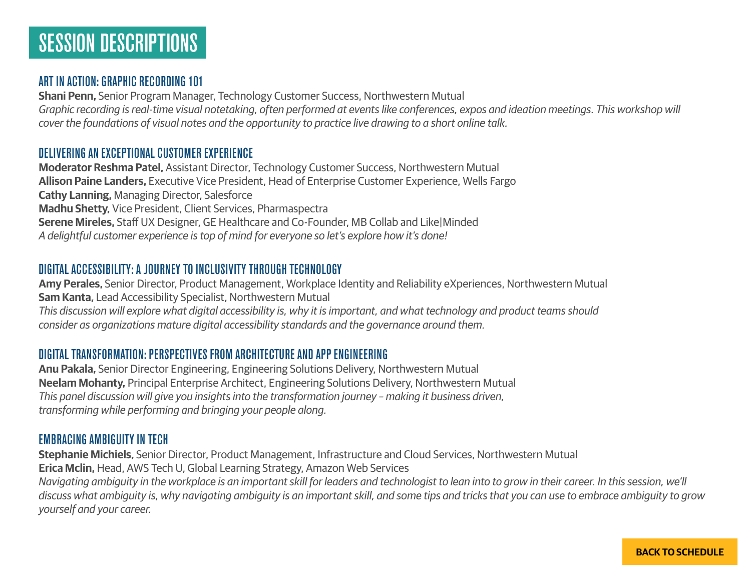# SESSION DESCRIPTIONS

## ART IN ACTION: GRAPHIC RECORDING 101

**Shani Penn,** Senior Program Manager, Technology Customer Success, Northwestern Mutual

*Graphic recording is real-time visual notetaking, often performed at events like conferences, expos and ideation meetings. This workshop will cover the foundations of visual notes and the opportunity to practice live drawing to a short online talk.*

## DELIVERING AN EXCEPTIONAL CUSTOMER EXPERIENCE

**Moderator Reshma Patel,** Assistant Director, Technology Customer Success, Northwestern Mutual
**Allison Paine Landers,** Executive Vice President, Head of Enterprise Customer Experience, Wells Fargo
**Cathy Lanning,** Managing Director, Salesforce
**Madhu Shetty,** Vice President, Client Services, Pharmaspectra
**Serene Mireles,** Staff UX Designer, GE Healthcare and Co-Founder, MB Collab and Like|Minded

*A delightful customer experience is top of mind for everyone so let's explore how it's done!*

## DIGITAL ACCESSIBILITY: A JOURNEY TO INCLUSIVITY THROUGH TECHNOLOGY

**Amy Perales,** Senior Director, Product Management, Workplace Identity and Reliability eXperiences, Northwestern Mutual
**Sam Kanta,** Lead Accessibility Specialist, Northwestern Mutual

*This discussion will explore what digital accessibility is, why it is important, and what technology and product teams should consider as organizations mature digital accessibility standards and the governance around them.*

## DIGITAL TRANSFORMATION: PERSPECTIVES FROM ARCHITECTURE AND APP ENGINEERING

**Anu Pakala,** Senior Director Engineering, Engineering Solutions Delivery, Northwestern Mutual
**Neelam Mohanty,** Principal Enterprise Architect, Engineering Solutions Delivery, Northwestern Mutual

*This panel discussion will give you insights into the transformation journey – making it business driven, transforming while performing and bringing your people along.*

## EMBRACING AMBIGUITY IN TECH

**Stephanie Michiels,** Senior Director, Product Management, Infrastructure and Cloud Services, Northwestern Mutual
**Erica Mclin,** Head, AWS Tech U, Global Learning Strategy, Amazon Web Services

*Navigating ambiguity in the workplace is an important skill for leaders and technologist to lean into to grow in their career. In this session, we'll discuss what ambiguity is, why navigating ambiguity is an important skill, and some tips and tricks that you can use to embrace ambiguity to grow yourself and your career.*

**BACK TO SCHEDULE**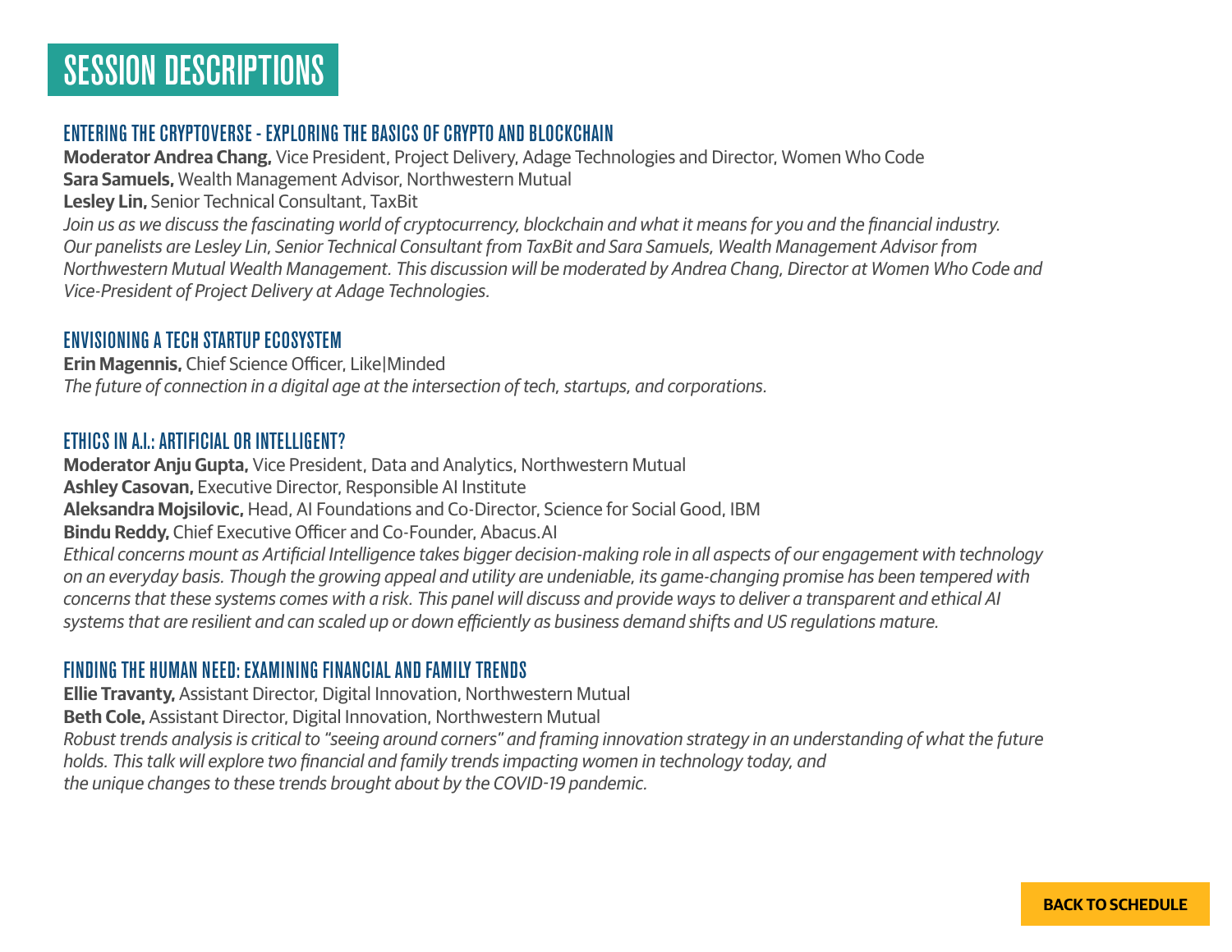# SESSION DESCRIPTIONS

## ENTERING THE CRYPTOVERSE - EXPLORING THE BASICS OF CRYPTO AND BLOCKCHAIN

**Moderator Andrea Chang,** Vice President, Project Delivery, Adage Technologies and Director, Women Who Code
**Sara Samuels,** Wealth Management Advisor, Northwestern Mutual
**Lesley Lin,** Senior Technical Consultant, TaxBit

*Join us as we discuss the fascinating world of cryptocurrency, blockchain and what it means for you and the financial industry. Our panelists are Lesley Lin, Senior Technical Consultant from TaxBit and Sara Samuels, Wealth Management Advisor from Northwestern Mutual Wealth Management. This discussion will be moderated by Andrea Chang, Director at Women Who Code and Vice-President of Project Delivery at Adage Technologies.*

## ENVISIONING A TECH STARTUP ECOSYSTEM

**Erin Magennis,** Chief Science Officer, Like|Minded

*The future of connection in a digital age at the intersection of tech, startups, and corporations.*

## ETHICS IN A.I.: ARTIFICIAL OR INTELLIGENT?

**Moderator Anju Gupta,** Vice President, Data and Analytics, Northwestern Mutual
**Ashley Casovan,** Executive Director, Responsible AI Institute
**Aleksandra Mojsilovic,** Head, AI Foundations and Co-Director, Science for Social Good, IBM
**Bindu Reddy,** Chief Executive Officer and Co-Founder, Abacus.AI

*Ethical concerns mount as Artificial Intelligence takes bigger decision-making role in all aspects of our engagement with technology on an everyday basis. Though the growing appeal and utility are undeniable, its game-changing promise has been tempered with concerns that these systems comes with a risk. This panel will discuss and provide ways to deliver a transparent and ethical AI systems that are resilient and can scaled up or down efficiently as business demand shifts and US regulations mature.*

## FINDING THE HUMAN NEED: EXAMINING FINANCIAL AND FAMILY TRENDS

**Ellie Travanty,** Assistant Director, Digital Innovation, Northwestern Mutual
**Beth Cole,** Assistant Director, Digital Innovation, Northwestern Mutual

*Robust trends analysis is critical to "seeing around corners" and framing innovation strategy in an understanding of what the future holds. This talk will explore two financial and family trends impacting women in technology today, and the unique changes to these trends brought about by the COVID-19 pandemic.*

BACK TO SCHEDULE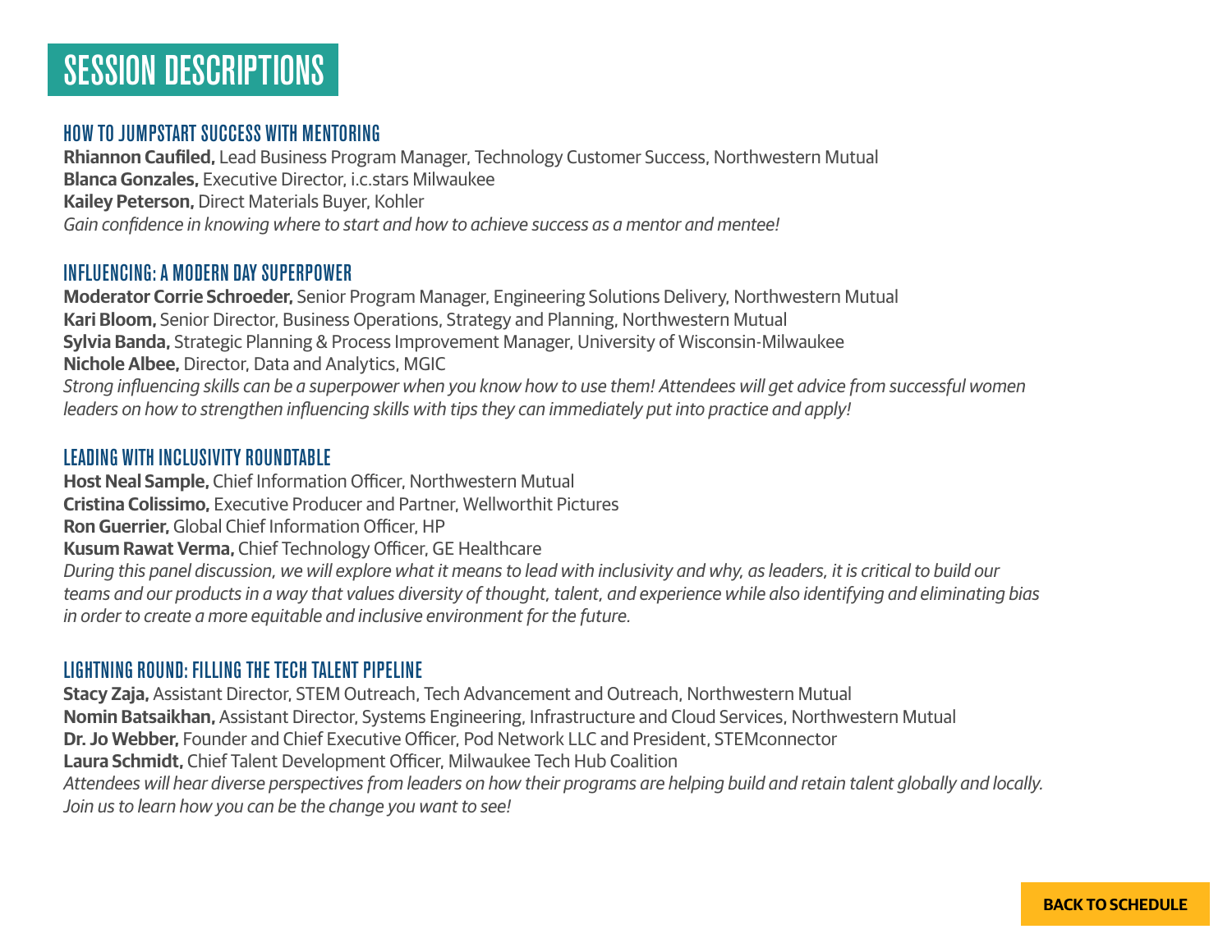# SESSION DESCRIPTIONS

## HOW TO JUMPSTART SUCCESS WITH MENTORING

**Rhiannon Caufiled,** Lead Business Program Manager, Technology Customer Success, Northwestern Mutual
**Blanca Gonzales,** Executive Director, i.c.stars Milwaukee
**Kailey Peterson,** Direct Materials Buyer, Kohler
*Gain confidence in knowing where to start and how to achieve success as a mentor and mentee!*

## INFLUENCING: A MODERN DAY SUPERPOWER

**Moderator Corrie Schroeder,** Senior Program Manager, Engineering Solutions Delivery, Northwestern Mutual
**Kari Bloom,** Senior Director, Business Operations, Strategy and Planning, Northwestern Mutual
**Sylvia Banda,** Strategic Planning & Process Improvement Manager, University of Wisconsin-Milwaukee
**Nichole Albee,** Director, Data and Analytics, MGIC
*Strong influencing skills can be a superpower when you know how to use them! Attendees will get advice from successful women leaders on how to strengthen influencing skills with tips they can immediately put into practice and apply!*

## LEADING WITH INCLUSIVITY ROUNDTABLE

**Host Neal Sample,** Chief Information Officer, Northwestern Mutual
**Cristina Colissimo,** Executive Producer and Partner, Wellworthit Pictures
**Ron Guerrier,** Global Chief Information Officer, HP
**Kusum Rawat Verma,** Chief Technology Officer, GE Healthcare
*During this panel discussion, we will explore what it means to lead with inclusivity and why, as leaders, it is critical to build our teams and our products in a way that values diversity of thought, talent, and experience while also identifying and eliminating bias in order to create a more equitable and inclusive environment for the future.*

## LIGHTNING ROUND: FILLING THE TECH TALENT PIPELINE

**Stacy Zaja,** Assistant Director, STEM Outreach, Tech Advancement and Outreach, Northwestern Mutual
**Nomin Batsaikhan,** Assistant Director, Systems Engineering, Infrastructure and Cloud Services, Northwestern Mutual
**Dr. Jo Webber,** Founder and Chief Executive Officer, Pod Network LLC and President, STEMconnector
**Laura Schmidt,** Chief Talent Development Officer, Milwaukee Tech Hub Coalition
*Attendees will hear diverse perspectives from leaders on how their programs are helping build and retain talent globally and locally. Join us to learn how you can be the change you want to see!*

**BACK TO SCHEDULE**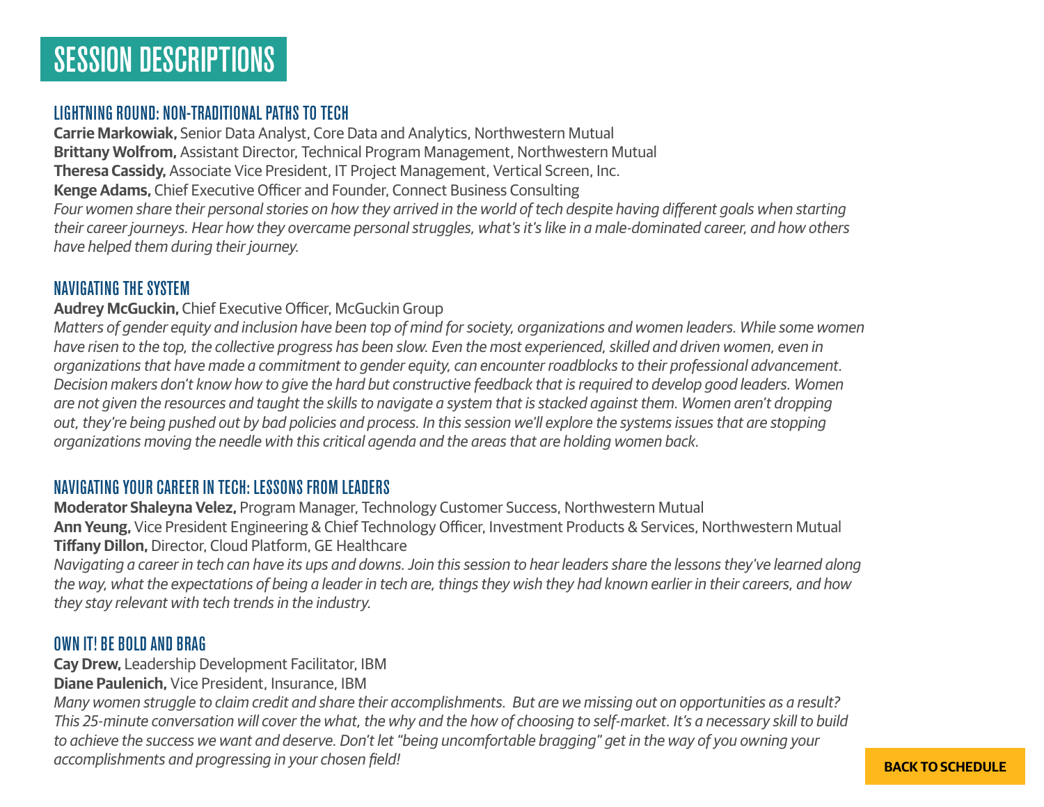# SESSION DESCRIPTIONS

## LIGHTNING ROUND: NON-TRADITIONAL PATHS TO TECH

**Carrie Markowiak,** Senior Data Analyst, Core Data and Analytics, Northwestern Mutual
**Brittany Wolfrom,** Assistant Director, Technical Program Management, Northwestern Mutual
**Theresa Cassidy,** Associate Vice President, IT Project Management, Vertical Screen, Inc.
**Kenge Adams,** Chief Executive Officer and Founder, Connect Business Consulting

*Four women share their personal stories on how they arrived in the world of tech despite having different goals when starting their career journeys. Hear how they overcame personal struggles, what's it's like in a male-dominated career, and how others have helped them during their journey.*

## NAVIGATING THE SYSTEM

**Audrey McGuckin,** Chief Executive Officer, McGuckin Group

*Matters of gender equity and inclusion have been top of mind for society, organizations and women leaders. While some women have risen to the top, the collective progress has been slow. Even the most experienced, skilled and driven women, even in organizations that have made a commitment to gender equity, can encounter roadblocks to their professional advancement. Decision makers don't know how to give the hard but constructive feedback that is required to develop good leaders. Women are not given the resources and taught the skills to navigate a system that is stacked against them. Women aren't dropping out, they're being pushed out by bad policies and process. In this session we'll explore the systems issues that are stopping organizations moving the needle with this critical agenda and the areas that are holding women back.*

## NAVIGATING YOUR CAREER IN TECH: LESSONS FROM LEADERS

**Moderator Shaleyna Velez,** Program Manager, Technology Customer Success, Northwestern Mutual
**Ann Yeung,** Vice President Engineering & Chief Technology Officer, Investment Products & Services, Northwestern Mutual
**Tiffany Dillon,** Director, Cloud Platform, GE Healthcare

*Navigating a career in tech can have its ups and downs. Join this session to hear leaders share the lessons they've learned along the way, what the expectations of being a leader in tech are, things they wish they had known earlier in their careers, and how they stay relevant with tech trends in the industry.*

## OWN IT! BE BOLD AND BRAG

**Cay Drew,** Leadership Development Facilitator, IBM
**Diane Paulenich,** Vice President, Insurance, IBM

*Many women struggle to claim credit and share their accomplishments. But are we missing out on opportunities as a result? This 25-minute conversation will cover the what, the why and the how of choosing to self-market. It's a necessary skill to build to achieve the success we want and deserve. Don't let "being uncomfortable bragging" get in the way of you owning your accomplishments and progressing in your chosen field!*

BACK TO SCHEDULE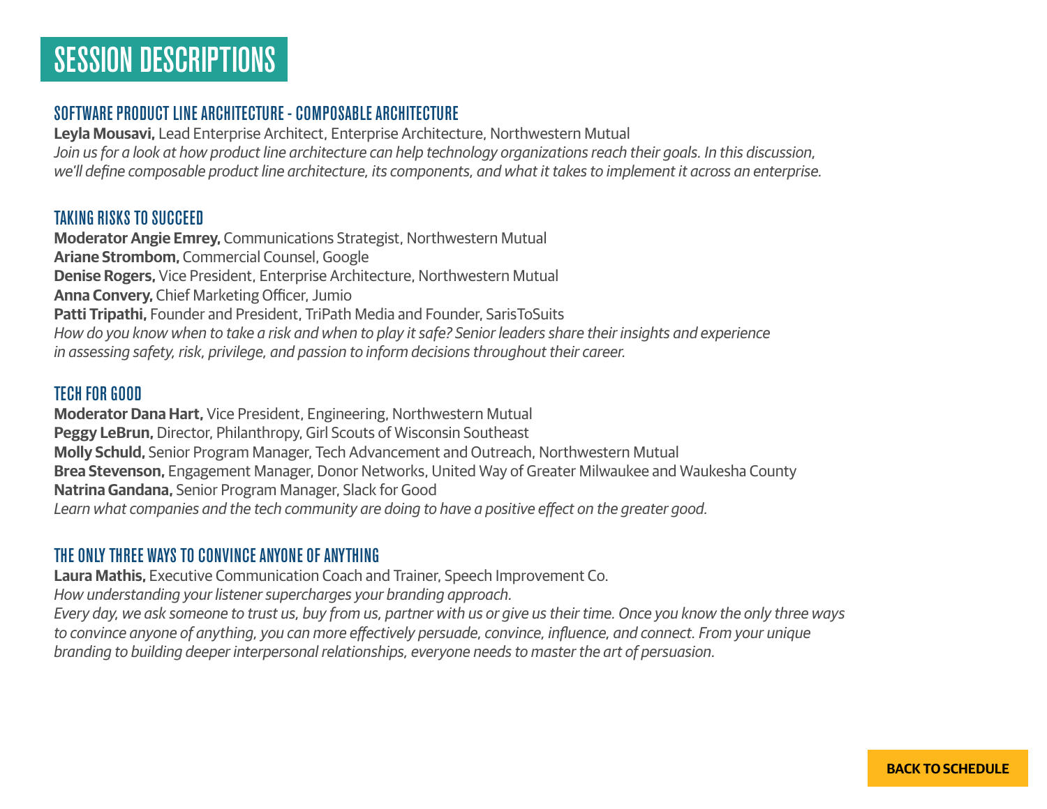# SESSION DESCRIPTIONS

## SOFTWARE PRODUCT LINE ARCHITECTURE - COMPOSABLE ARCHITECTURE

**Leyla Mousavi,** Lead Enterprise Architect, Enterprise Architecture, Northwestern Mutual

*Join us for a look at how product line architecture can help technology organizations reach their goals. In this discussion, we'll define composable product line architecture, its components, and what it takes to implement it across an enterprise.*

## TAKING RISKS TO SUCCEED

**Moderator Angie Emrey,** Communications Strategist, Northwestern Mutual
**Ariane Strombom,** Commercial Counsel, Google
**Denise Rogers,** Vice President, Enterprise Architecture, Northwestern Mutual
**Anna Convery,** Chief Marketing Officer, Jumio
**Patti Tripathi,** Founder and President, TriPath Media and Founder, SarisToSuits

*How do you know when to take a risk and when to play it safe? Senior leaders share their insights and experience in assessing safety, risk, privilege, and passion to inform decisions throughout their career.*

## TECH FOR GOOD

**Moderator Dana Hart,** Vice President, Engineering, Northwestern Mutual
**Peggy LeBrun,** Director, Philanthropy, Girl Scouts of Wisconsin Southeast
**Molly Schuld,** Senior Program Manager, Tech Advancement and Outreach, Northwestern Mutual
**Brea Stevenson,** Engagement Manager, Donor Networks, United Way of Greater Milwaukee and Waukesha County
**Natrina Gandana,** Senior Program Manager, Slack for Good

*Learn what companies and the tech community are doing to have a positive effect on the greater good.*

## THE ONLY THREE WAYS TO CONVINCE ANYONE OF ANYTHING

**Laura Mathis,** Executive Communication Coach and Trainer, Speech Improvement Co.

*How understanding your listener supercharges your branding approach.*

*Every day, we ask someone to trust us, buy from us, partner with us or give us their time. Once you know the only three ways to convince anyone of anything, you can more effectively persuade, convince, influence, and connect. From your unique branding to building deeper interpersonal relationships, everyone needs to master the art of persuasion.*

BACK TO SCHEDULE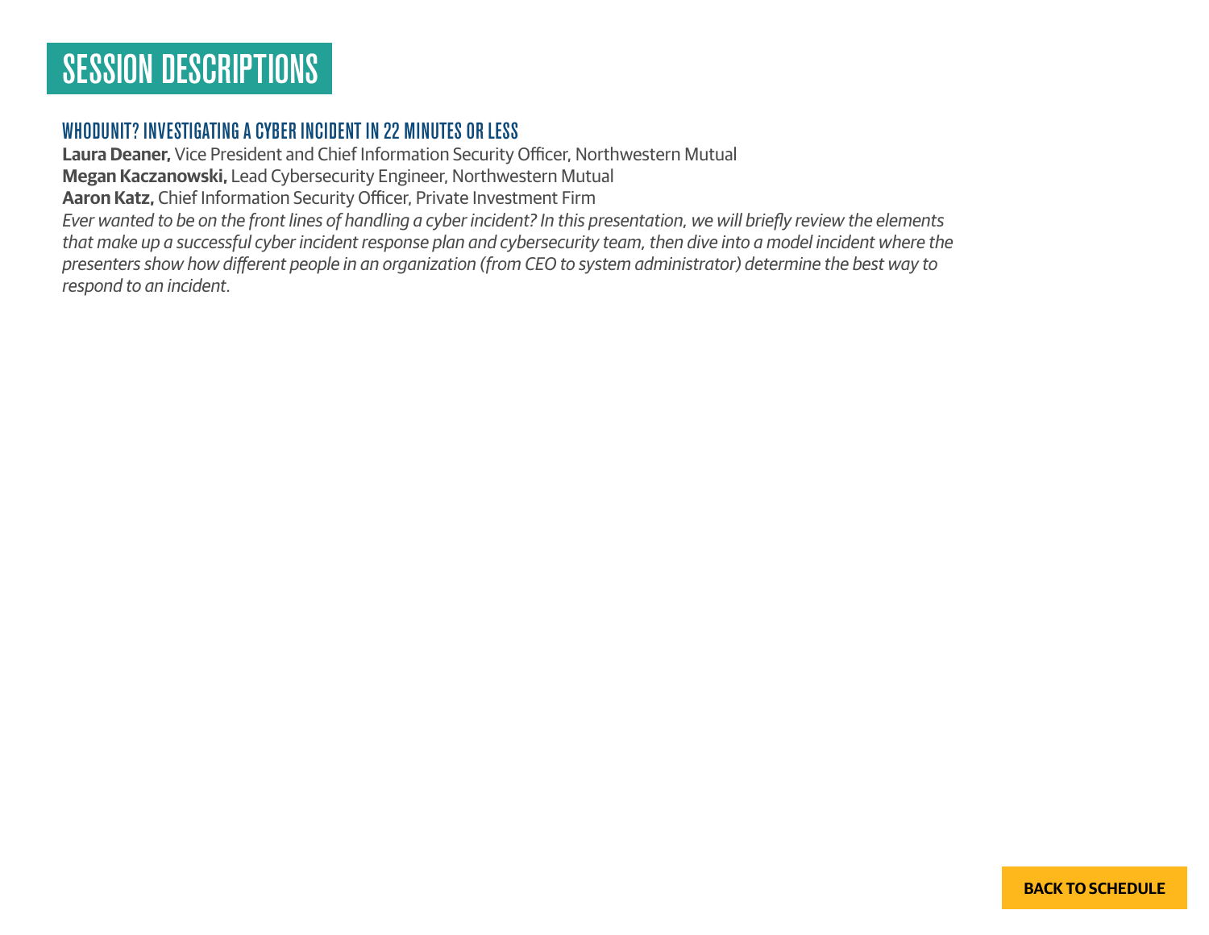# SESSION DESCRIPTIONS

### WHODUNIT? INVESTIGATING A CYBER INCIDENT IN 22 MINUTES OR LESS

**Laura Deaner,** Vice President and Chief Information Security Officer, Northwestern Mutual
**Megan Kaczanowski,** Lead Cybersecurity Engineer, Northwestern Mutual
**Aaron Katz,** Chief Information Security Officer, Private Investment Firm

*Ever wanted to be on the front lines of handling a cyber incident? In this presentation, we will briefly review the elements that make up a successful cyber incident response plan and cybersecurity team, then dive into a model incident where the presenters show how different people in an organization (from CEO to system administrator) determine the best way to respond to an incident.*

**BACK TO SCHEDULE**